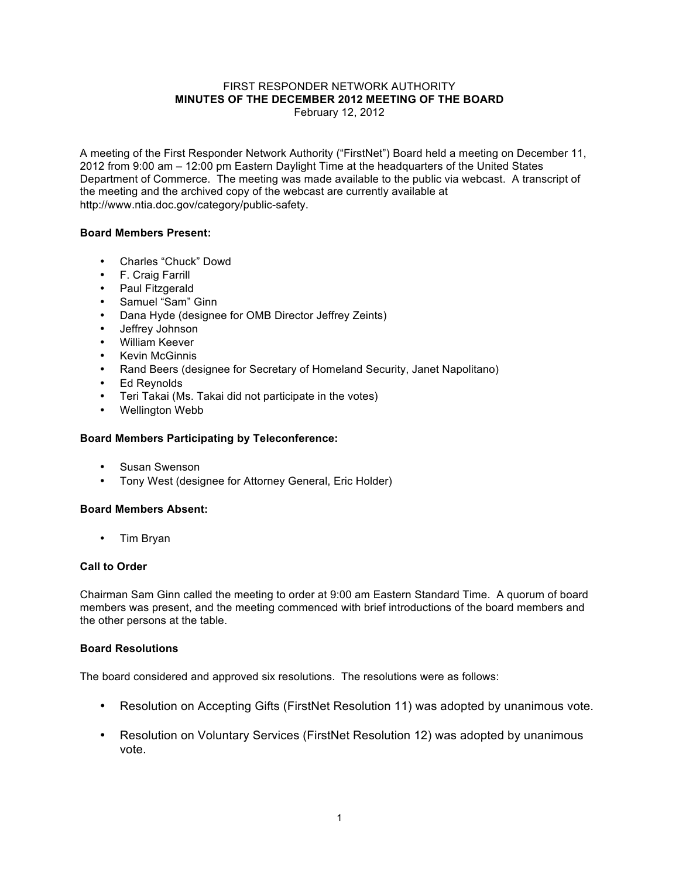FIRST RESPONDER NETWORK AUTHORITY

**MINUTES OF THE DECEMBER 2012 MEETING OF THE BOARD**

February 12, 2012

A meeting of the First Responder Network Authority ("FirstNet") Board held a meeting on December 11, 2012 from 9:00 am – 12:00 pm Eastern Daylight Time at the headquarters of the United States Department of Commerce. The meeting was made available to the public via webcast. A transcript of the meeting and the archived copy of the webcast are currently available at http://www.ntia.doc.gov/category/public-safety.

**Board Members Present:**

- Charles "Chuck" Dowd
- F. Craig Farrill
- Paul Fitzgerald
- Samuel "Sam" Ginn
- Dana Hyde (designee for OMB Director Jeffrey Zeints)
- Jeffrey Johnson
- William Keever
- Kevin McGinnis
- Rand Beers (designee for Secretary of Homeland Security, Janet Napolitano)
- Ed Reynolds
- Teri Takai (Ms. Takai did not participate in the votes)
- Wellington Webb

**Board Members Participating by Teleconference:**

- Susan Swenson
- Tony West (designee for Attorney General, Eric Holder)

**Board Members Absent:**

- Tim Bryan

**Call to Order**

Chairman Sam Ginn called the meeting to order at 9:00 am Eastern Standard Time. A quorum of board members was present, and the meeting commenced with brief introductions of the board members and the other persons at the table.

**Board Resolutions**

The board considered and approved six resolutions. The resolutions were as follows:

- Resolution on Accepting Gifts (FirstNet Resolution 11) was adopted by unanimous vote.
- Resolution on Voluntary Services (FirstNet Resolution 12) was adopted by unanimous vote.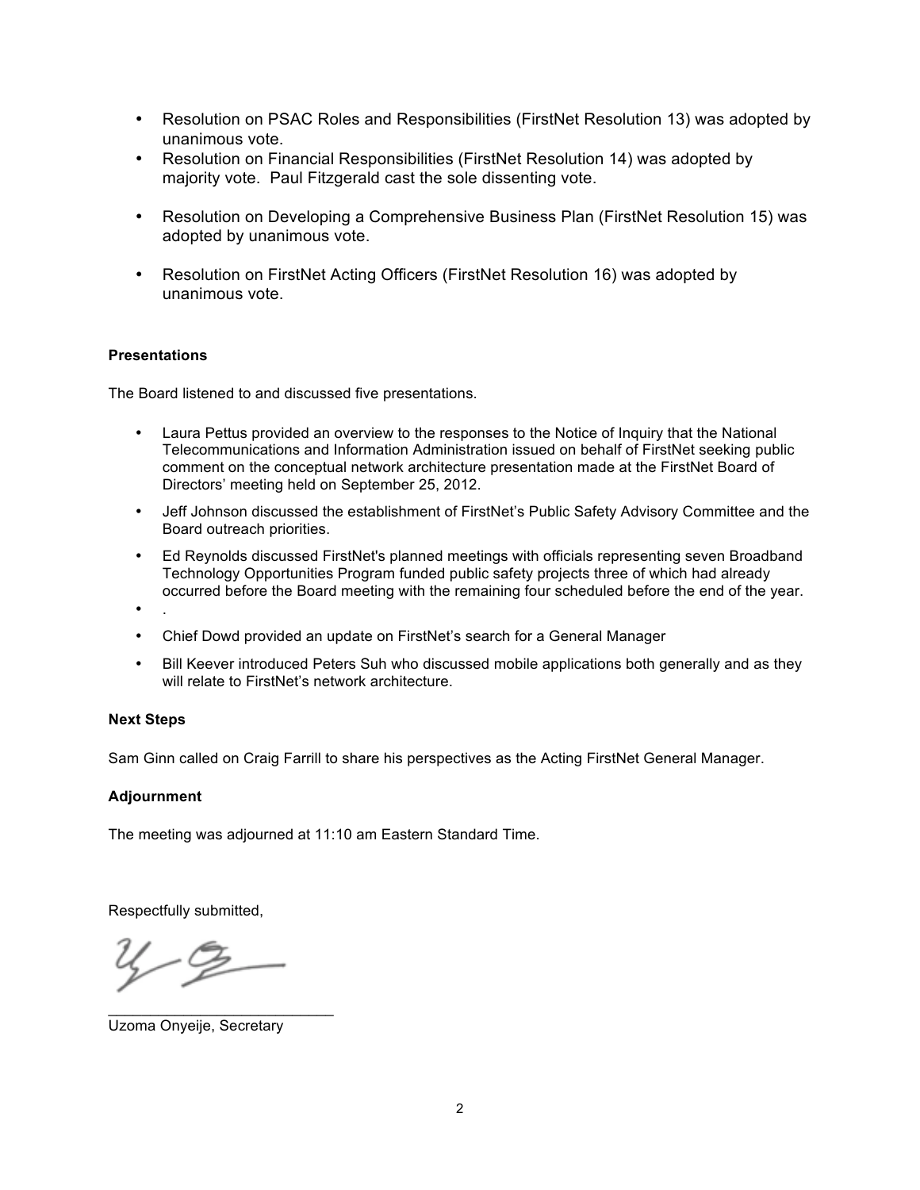- Resolution on PSAC Roles and Responsibilities (FirstNet Resolution 13) was adopted by unanimous vote.
- Resolution on Financial Responsibilities (FirstNet Resolution 14) was adopted by majority vote. Paul Fitzgerald cast the sole dissenting vote.
- Resolution on Developing a Comprehensive Business Plan (FirstNet Resolution 15) was adopted by unanimous vote.
- Resolution on FirstNet Acting Officers (FirstNet Resolution 16) was adopted by unanimous vote.

**Presentations**

The Board listened to and discussed five presentations.

- Laura Pettus provided an overview to the responses to the Notice of Inquiry that the National Telecommunications and Information Administration issued on behalf of FirstNet seeking public comment on the conceptual network architecture presentation made at the FirstNet Board of Directors' meeting held on September 25, 2012.
- Jeff Johnson discussed the establishment of FirstNet's Public Safety Advisory Committee and the Board outreach priorities.
- Ed Reynolds discussed FirstNet's planned meetings with officials representing seven Broadband Technology Opportunities Program funded public safety projects three of which had already occurred before the Board meeting with the remaining four scheduled before the end of the year.
- .
- Chief Dowd provided an update on FirstNet's search for a General Manager
- Bill Keever introduced Peters Suh who discussed mobile applications both generally and as they will relate to FirstNet's network architecture.

**Next Steps**

Sam Ginn called on Craig Farrill to share his perspectives as the Acting FirstNet General Manager.

**Adjournment**

The meeting was adjourned at 11:10 am Eastern Standard Time.

Respectfully submitted,

\_\_\_\_\_\_\_\_\_\_\_\_\_\_\_\_\_\_\_\_\_\_\_\_\_\_\_\_

Uzoma Onyeije, Secretary